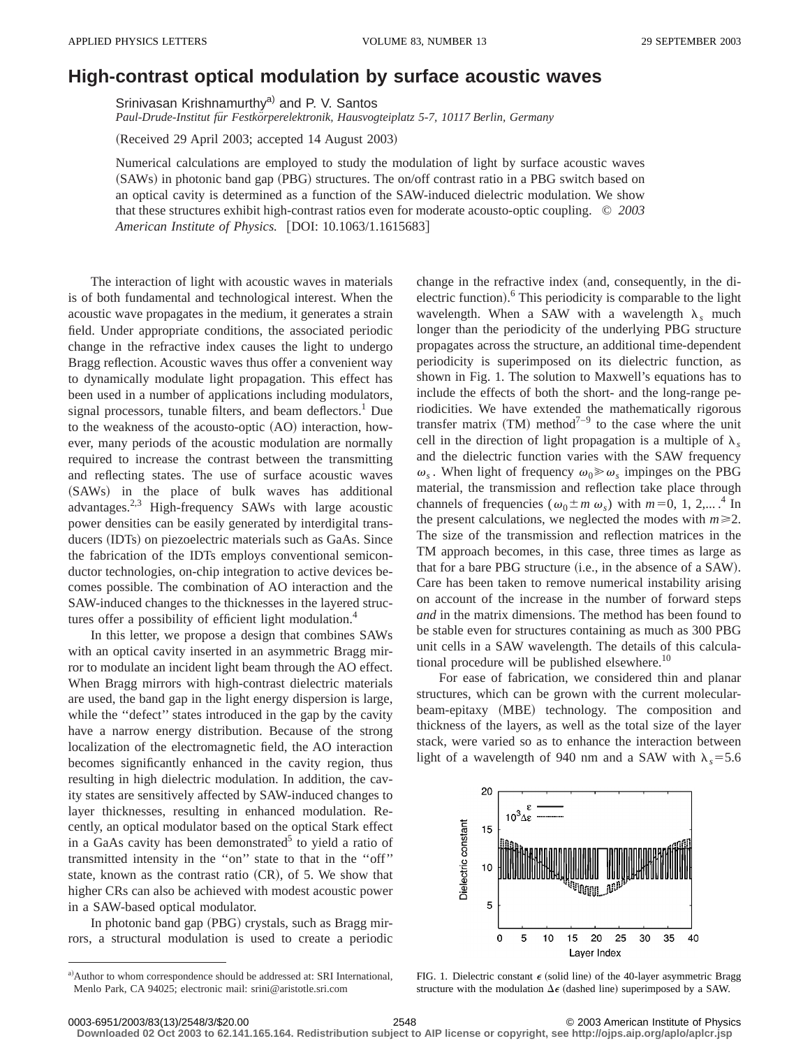# High-contrast optical modulation by surface acoustic waves

Srinivasan Krishnamurthy[a] and P. V. Santos

*Paul-Drude-Institut für Festkörperelektronik, Hausvogteiplatz 5-7, 10117 Berlin, Germany*

(Received 29 April 2003; accepted 14 August 2003)

Numerical calculations are employed to study the modulation of light by surface acoustic waves (SAWs) in photonic band gap (PBG) structures. The on/off contrast ratio in a PBG switch based on an optical cavity is determined as a function of the SAW-induced dielectric modulation. We show that these structures exhibit high-contrast ratios even for moderate acousto-optic coupling. © *2003 American Institute of Physics.* [DOI: 10.1063/1.1615683]

The interaction of light with acoustic waves in materials is of both fundamental and technological interest. When the acoustic wave propagates in the medium, it generates a strain field. Under appropriate conditions, the associated periodic change in the refractive index causes the light to undergo Bragg reflection. Acoustic waves thus offer a convenient way to dynamically modulate light propagation. This effect has been used in a number of applications including modulators, signal processors, tunable filters, and beam deflectors.[1] Due to the weakness of the acousto-optic (AO) interaction, however, many periods of the acoustic modulation are normally required to increase the contrast between the transmitting and reflecting states. The use of surface acoustic waves (SAWs) in the place of bulk waves has additional advantages.[2,3] High-frequency SAWs with large acoustic power densities can be easily generated by interdigital transducers (IDTs) on piezoelectric materials such as GaAs. Since the fabrication of the IDTs employs conventional semiconductor technologies, on-chip integration to active devices becomes possible. The combination of AO interaction and the SAW-induced changes to the thicknesses in the layered structures offer a possibility of efficient light modulation.[4]

In this letter, we propose a design that combines SAWs with an optical cavity inserted in an asymmetric Bragg mirror to modulate an incident light beam through the AO effect. When Bragg mirrors with high-contrast dielectric materials are used, the band gap in the light energy dispersion is large, while the "defect" states introduced in the gap by the cavity have a narrow energy distribution. Because of the strong localization of the electromagnetic field, the AO interaction becomes significantly enhanced in the cavity region, thus resulting in high dielectric modulation. In addition, the cavity states are sensitively affected by SAW-induced changes to layer thicknesses, resulting in enhanced modulation. Recently, an optical modulator based on the optical Stark effect in a GaAs cavity has been demonstrated[5] to yield a ratio of transmitted intensity in the "on" state to that in the "off" state, known as the contrast ratio (CR), of 5. We show that higher CRs can also be achieved with modest acoustic power in a SAW-based optical modulator.

In photonic band gap (PBG) crystals, such as Bragg mirrors, a structural modulation is used to create a periodic change in the refractive index (and, consequently, in the dielectric function).[6] This periodicity is comparable to the light wavelength. When a SAW with a wavelength $\lambda_s$ much longer than the periodicity of the underlying PBG structure propagates across the structure, an additional time-dependent periodicity is superimposed on its dielectric function, as shown in Fig. 1. The solution to Maxwell's equations has to include the effects of both the short- and the long-range periodicities. We have extended the mathematically rigorous transfer matrix (TM) method[7–9] to the case where the unit cell in the direction of light propagation is a multiple of $\lambda_s$ and the dielectric function varies with the SAW frequency $\omega_s$. When light of frequency $\omega_0 \gg \omega_s$ impinges on the PBG material, the transmission and reflection take place through channels of frequencies ($\omega_0 \pm m\,\omega_s$) with $m=0, 1, 2,...$.[4] In the present calculations, we neglected the modes with $m \geq 2$. The size of the transmission and reflection matrices in the TM approach becomes, in this case, three times as large as that for a bare PBG structure (i.e., in the absence of a SAW). Care has been taken to remove numerical instability arising on account of the increase in the number of forward steps *and* in the matrix dimensions. The method has been found to be stable even for structures containing as much as 300 PBG unit cells in a SAW wavelength. The details of this calculational procedure will be published elsewhere.[10]

For ease of fabrication, we considered thin and planar structures, which can be grown with the current molecular-beam-epitaxy (MBE) technology. The composition and thickness of the layers, as well as the total size of the layer stack, were varied so as to enhance the interaction between light of a wavelength of 940 nm and a SAW with $\lambda_s = 5.6$

FIG. 1. Dielectric constant $\epsilon$ (solid line) of the 40-layer asymmetric Bragg structure with the modulation $\Delta\epsilon$ (dashed line) superimposed by a SAW.

[a] Author to whom correspondence should be addressed at: SRI International, Menlo Park, CA 94025; electronic mail: srini@aristotle.sri.com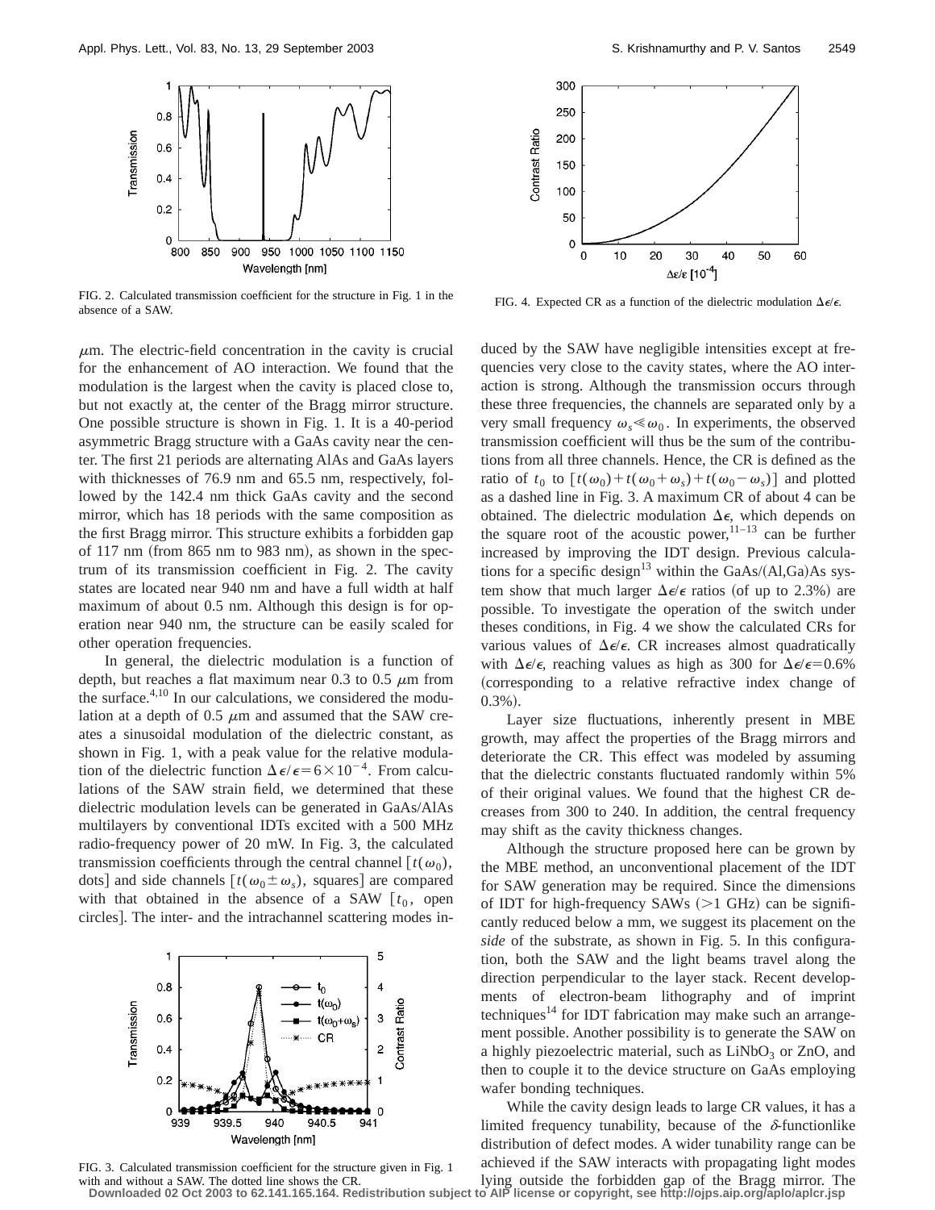FIG. 2. Calculated transmission coefficient for the structure in Fig. 1 in the absence of a SAW.

FIG. 4. Expected CR as a function of the dielectric modulation $\Delta\epsilon/\epsilon$.

$\mu$m. The electric-field concentration in the cavity is crucial for the enhancement of AO interaction. We found that the modulation is the largest when the cavity is placed close to, but not exactly at, the center of the Bragg mirror structure. One possible structure is shown in Fig. 1. It is a 40-period asymmetric Bragg structure with a GaAs cavity near the center. The first 21 periods are alternating AlAs and GaAs layers with thicknesses of 76.9 nm and 65.5 nm, respectively, followed by the 142.4 nm thick GaAs cavity and the second mirror, which has 18 periods with the same composition as the first Bragg mirror. This structure exhibits a forbidden gap of 117 nm (from 865 nm to 983 nm), as shown in the spectrum of its transmission coefficient in Fig. 2. The cavity states are located near 940 nm and have a full width at half maximum of about 0.5 nm. Although this design is for operation near 940 nm, the structure can be easily scaled for other operation frequencies.

In general, the dielectric modulation is a function of depth, but reaches a flat maximum near 0.3 to 0.5 $\mu$m from the surface.[4,10] In our calculations, we considered the modulation at a depth of 0.5 $\mu$m and assumed that the SAW creates a sinusoidal modulation of the dielectric constant, as shown in Fig. 1, with a peak value for the relative modulation of the dielectric function $\Delta\epsilon/\epsilon = 6\times10^{-4}$. From calculations of the SAW strain field, we determined that these dielectric modulation levels can be generated in GaAs/AlAs multilayers by conventional IDTs excited with a 500 MHz radio-frequency power of 20 mW. In Fig. 3, the calculated transmission coefficients through the central channel [$t(\omega_0)$, dots] and side channels [$t(\omega_0 \pm \omega_s)$, squares] are compared with that obtained in the absence of a SAW [$t_0$, open circles]. The inter- and the intrachannel scattering modes induced by the SAW have negligible intensities except at frequencies very close to the cavity states, where the AO interaction is strong. Although the transmission occurs through these three frequencies, the channels are separated only by a very small frequency $\omega_s \ll \omega_0$. In experiments, the observed transmission coefficient will thus be the sum of the contributions from all three channels. Hence, the CR is defined as the ratio of $t_0$ to $[t(\omega_0)+t(\omega_0+\omega_s)+t(\omega_0-\omega_s)]$ and plotted as a dashed line in Fig. 3. A maximum CR of about 4 can be obtained. The dielectric modulation $\Delta\epsilon$, which depends on the square root of the acoustic power,[11–13] can be further increased by improving the IDT design. Previous calculations for a specific design[13] within the GaAs/(Al,Ga)As system show that much larger $\Delta\epsilon/\epsilon$ ratios (of up to 2.3%) are possible. To investigate the operation of the switch under theses conditions, in Fig. 4 we show the calculated CRs for various values of $\Delta\epsilon/\epsilon$. CR increases almost quadratically with $\Delta\epsilon/\epsilon$, reaching values as high as 300 for $\Delta\epsilon/\epsilon = 0.6\%$ (corresponding to a relative refractive index change of 0.3%).

Layer size fluctuations, inherently present in MBE growth, may affect the properties of the Bragg mirrors and deteriorate the CR. This effect was modeled by assuming that the dielectric constants fluctuated randomly within 5% of their original values. We found that the highest CR decreases from 300 to 240. In addition, the central frequency may shift as the cavity thickness changes.

Although the structure proposed here can be grown by the MBE method, an unconventional placement of the IDT for SAW generation may be required. Since the dimensions of IDT for high-frequency SAWs (>1 GHz) can be significantly reduced below a mm, we suggest its placement on the *side* of the substrate, as shown in Fig. 5. In this configuration, both the SAW and the light beams travel along the direction perpendicular to the layer stack. Recent developments of electron-beam lithography and of imprint techniques[14] for IDT fabrication may make such an arrangement possible. Another possibility is to generate the SAW on a highly piezoelectric material, such as $LiNbO_3$ or ZnO, and then to couple it to the device structure on GaAs employing wafer bonding techniques.

While the cavity design leads to large CR values, it has a limited frequency tunability, because of the $\delta$-functionlike distribution of defect modes. A wider tunability range can be achieved if the SAW interacts with propagating light modes lying outside the forbidden gap of the Bragg mirror. The

FIG. 3. Calculated transmission coefficient for the structure given in Fig. 1 with and without a SAW. The dotted line shows the CR.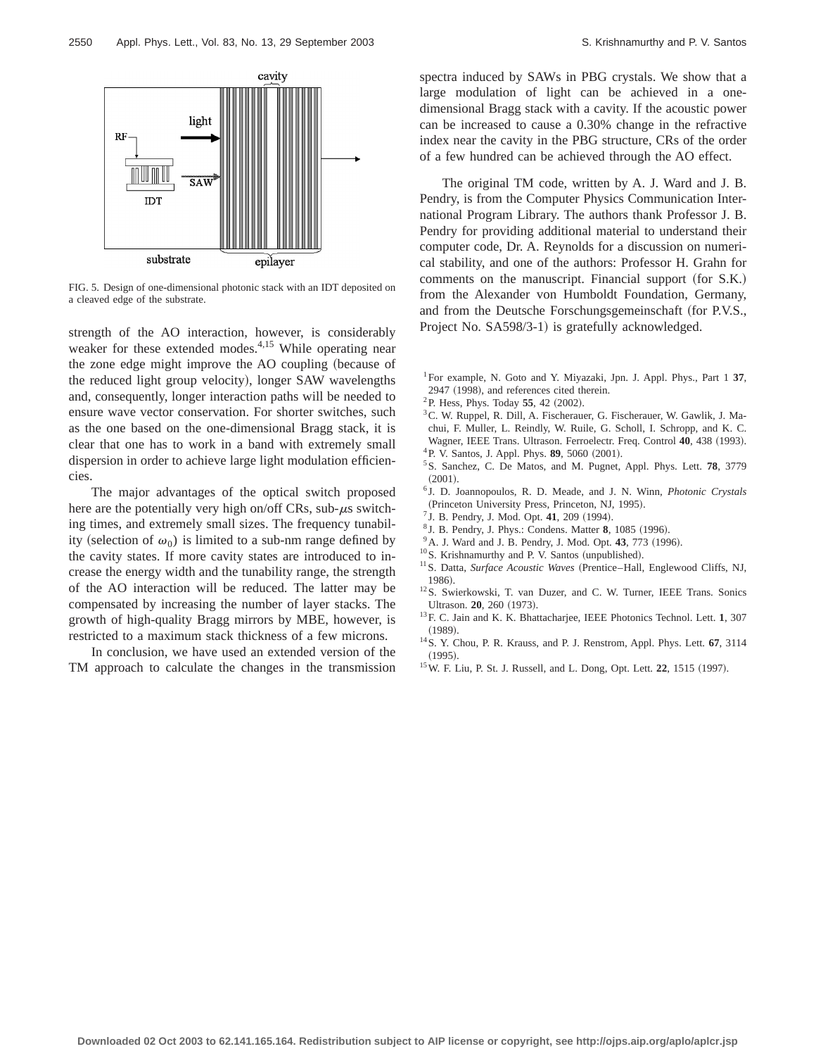FIG. 5. Design of one-dimensional photonic stack with an IDT deposited on a cleaved edge of the substrate.

strength of the AO interaction, however, is considerably weaker for these extended modes.[4,15] While operating near the zone edge might improve the AO coupling (because of the reduced light group velocity), longer SAW wavelengths and, consequently, longer interaction paths will be needed to ensure wave vector conservation. For shorter switches, such as the one based on the one-dimensional Bragg stack, it is clear that one has to work in a band with extremely small dispersion in order to achieve large light modulation efficiencies.

The major advantages of the optical switch proposed here are the potentially very high on/off CRs, sub-$\mu$s switching times, and extremely small sizes. The frequency tunability (selection of $\omega_0$) is limited to a sub-nm range defined by the cavity states. If more cavity states are introduced to increase the energy width and the tunability range, the strength of the AO interaction will be reduced. The latter may be compensated by increasing the number of layer stacks. The growth of high-quality Bragg mirrors by MBE, however, is restricted to a maximum stack thickness of a few microns.

In conclusion, we have used an extended version of the TM approach to calculate the changes in the transmission spectra induced by SAWs in PBG crystals. We show that a large modulation of light can be achieved in a one-dimensional Bragg stack with a cavity. If the acoustic power can be increased to cause a 0.30% change in the refractive index near the cavity in the PBG structure, CRs of the order of a few hundred can be achieved through the AO effect.

The original TM code, written by A. J. Ward and J. B. Pendry, is from the Computer Physics Communication International Program Library. The authors thank Professor J. B. Pendry for providing additional material to understand their computer code, Dr. A. Reynolds for a discussion on numerical stability, and one of the authors: Professor H. Grahn for comments on the manuscript. Financial support (for S.K.) from the Alexander von Humboldt Foundation, Germany, and from the Deutsche Forschungsgemeinschaft (for P.V.S., Project No. SA598/3-1) is gratefully acknowledged.

[1] For example, N. Goto and Y. Miyazaki, Jpn. J. Appl. Phys., Part 1 **37**, 2947 (1998), and references cited therein.

[2] P. Hess, Phys. Today **55**, 42 (2002).

[3] C. W. Ruppel, R. Dill, A. Fischerauer, G. Fischerauer, W. Gawlik, J. Machui, F. Muller, L. Reindly, W. Ruile, G. Scholl, I. Schropp, and K. C. Wagner, IEEE Trans. Ultrason. Ferroelectr. Freq. Control **40**, 438 (1993).

[4] P. V. Santos, J. Appl. Phys. **89**, 5060 (2001).

[5] S. Sanchez, C. De Matos, and M. Pugnet, Appl. Phys. Lett. **78**, 3779 (2001).

[6] J. D. Joannopoulos, R. D. Meade, and J. N. Winn, *Photonic Crystals* (Princeton University Press, Princeton, NJ, 1995).

[7] J. B. Pendry, J. Mod. Opt. **41**, 209 (1994).

[8] J. B. Pendry, J. Phys.: Condens. Matter **8**, 1085 (1996).

[9] A. J. Ward and J. B. Pendry, J. Mod. Opt. **43**, 773 (1996).

[10] S. Krishnamurthy and P. V. Santos (unpublished).

[11] S. Datta, *Surface Acoustic Waves* (Prentice–Hall, Englewood Cliffs, NJ, 1986).

[12] S. Swierkowski, T. van Duzer, and C. W. Turner, IEEE Trans. Sonics Ultrason. **20**, 260 (1973).

[13] F. C. Jain and K. K. Bhattacharjee, IEEE Photonics Technol. Lett. **1**, 307 (1989).

[14] S. Y. Chou, P. R. Krauss, and P. J. Renstrom, Appl. Phys. Lett. **67**, 3114 (1995).

[15] W. F. Liu, P. St. J. Russell, and L. Dong, Opt. Lett. **22**, 1515 (1997).